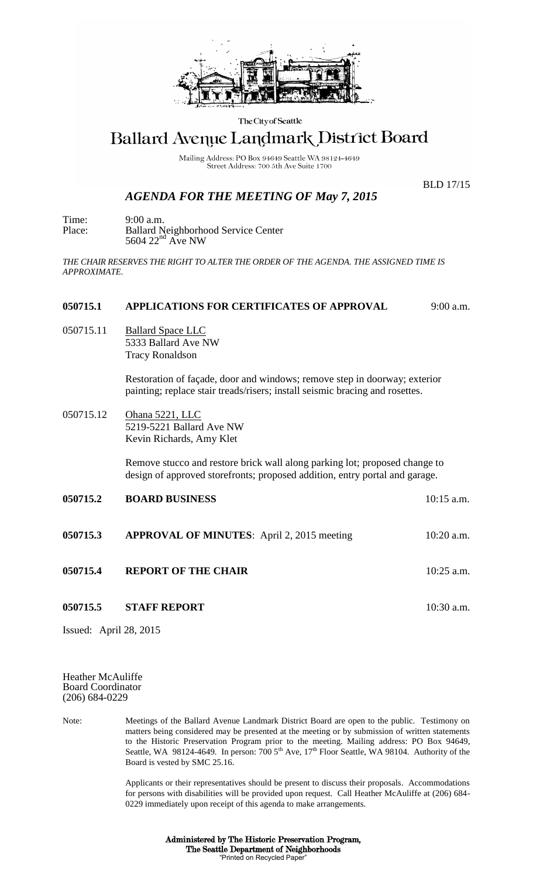The City of Seattle

# Ballard Avenue Landmark District Board

Mailing Address: PO Box 94649 Seattle WA 98124-4649
Street Address: 700 5th Ave Suite 1700

BLD 17/15

## *AGENDA FOR THE MEETING OF May 7, 2015*

Time: 9:00 a.m.
Place: Ballard Neighborhood Service Center
5604 22nd Ave NW

*THE CHAIR RESERVES THE RIGHT TO ALTER THE ORDER OF THE AGENDA. THE ASSIGNED TIME IS APPROXIMATE.*

**050715.1 APPLICATIONS FOR CERTIFICATES OF APPROVAL** 9:00 a.m.

050715.11 Ballard Space LLC
5333 Ballard Ave NW
Tracy Ronaldson

Restoration of façade, door and windows; remove step in doorway; exterior painting; replace stair treads/risers; install seismic bracing and rosettes.

050715.12 Ohana 5221, LLC
5219-5221 Ballard Ave NW
Kevin Richards, Amy Klet

Remove stucco and restore brick wall along parking lot; proposed change to design of approved storefronts; proposed addition, entry portal and garage.

**050715.2 BOARD BUSINESS** 10:15 a.m.

**050715.3 APPROVAL OF MINUTES**: April 2, 2015 meeting 10:20 a.m.

**050715.4 REPORT OF THE CHAIR** 10:25 a.m.

**050715.5 STAFF REPORT** 10:30 a.m.

Issued: April 28, 2015

Heather McAuliffe
Board Coordinator
(206) 684-0229

Note: Meetings of the Ballard Avenue Landmark District Board are open to the public. Testimony on matters being considered may be presented at the meeting or by submission of written statements to the Historic Preservation Program prior to the meeting. Mailing address: PO Box 94649, Seattle, WA 98124-4649. In person: 700 5th Ave, 17th Floor Seattle, WA 98104. Authority of the Board is vested by SMC 25.16.

Applicants or their representatives should be present to discuss their proposals. Accommodations for persons with disabilities will be provided upon request. Call Heather McAuliffe at (206) 684-0229 immediately upon receipt of this agenda to make arrangements.

**Administered by The Historic Preservation Program,**
**The Seattle Department of Neighborhoods**
"Printed on Recycled Paper"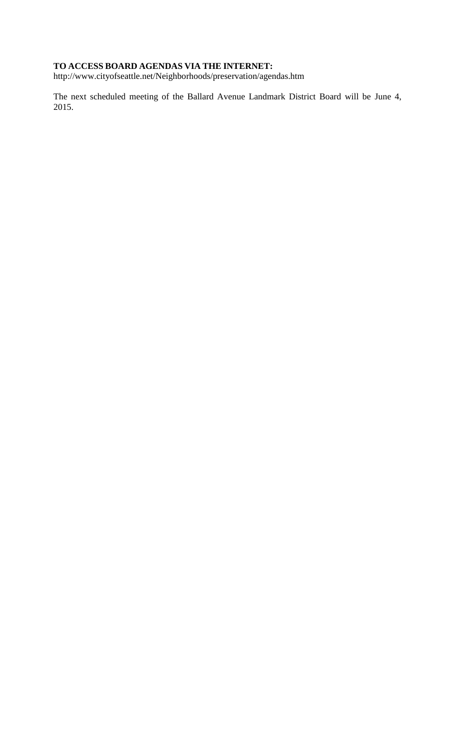**TO ACCESS BOARD AGENDAS VIA THE INTERNET:**
http://www.cityofseattle.net/Neighborhoods/preservation/agendas.htm

The next scheduled meeting of the Ballard Avenue Landmark District Board will be June 4, 2015.